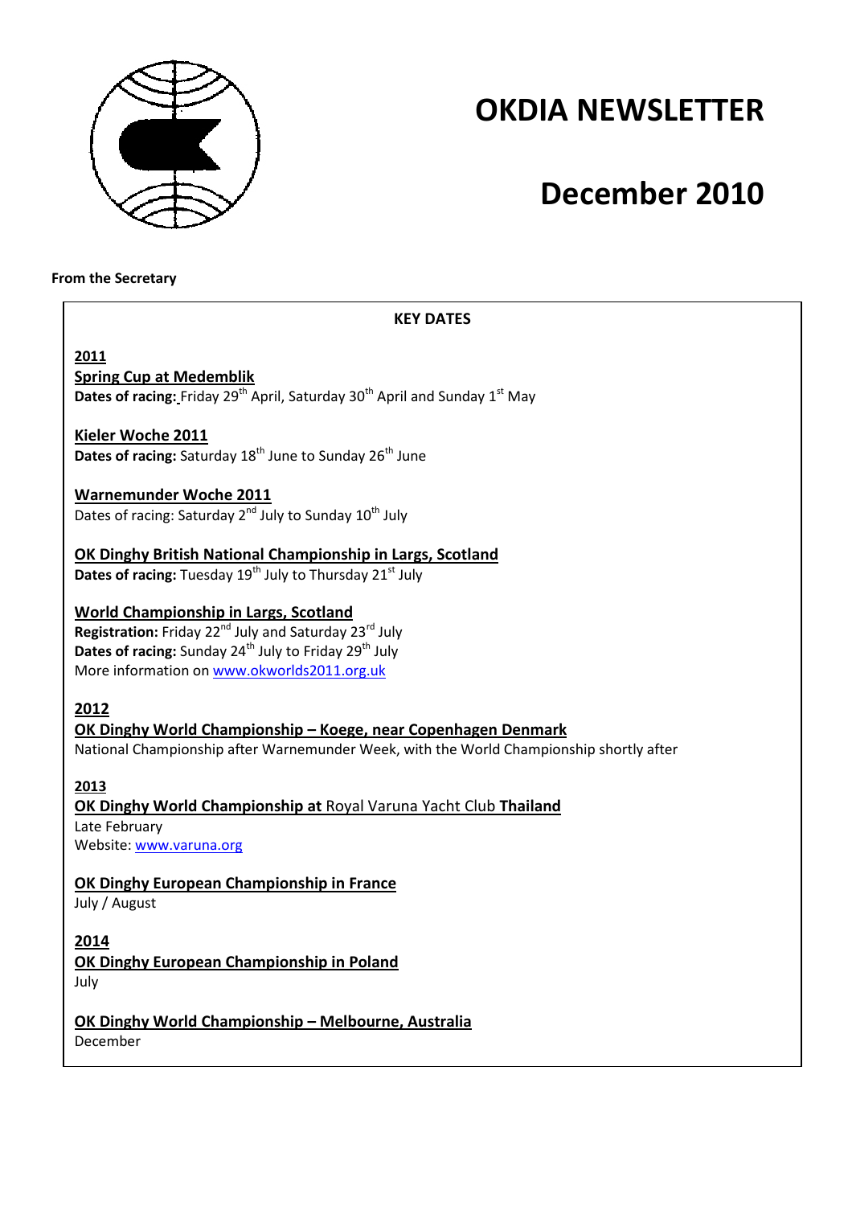# OKDIA NEWSLETTER

# December 2010

**From the Secretary**

**KEY DATES**

**2011**

**Spring Cup at Medemblik**
**Dates of racing:** Friday 29th April, Saturday 30th April and Sunday 1st May

**Kieler Woche 2011**
**Dates of racing:** Saturday 18th June to Sunday 26th June

**Warnemunder Woche 2011**
Dates of racing: Saturday 2nd July to Sunday 10th July

**OK Dinghy British National Championship in Largs, Scotland**
**Dates of racing:** Tuesday 19th July to Thursday 21st July

**World Championship in Largs, Scotland**
**Registration:** Friday 22nd July and Saturday 23rd July
**Dates of racing:** Sunday 24th July to Friday 29th July
More information on www.okworlds2011.org.uk

**2012**

**OK Dinghy World Championship – Koege, near Copenhagen Denmark**
National Championship after Warnemunder Week, with the World Championship shortly after

**2013**

**OK Dinghy World Championship at** Royal Varuna Yacht Club **Thailand**
Late February
Website: www.varuna.org

**OK Dinghy European Championship in France**
July / August

**2014**

**OK Dinghy European Championship in Poland**
July

**OK Dinghy World Championship – Melbourne, Australia**
December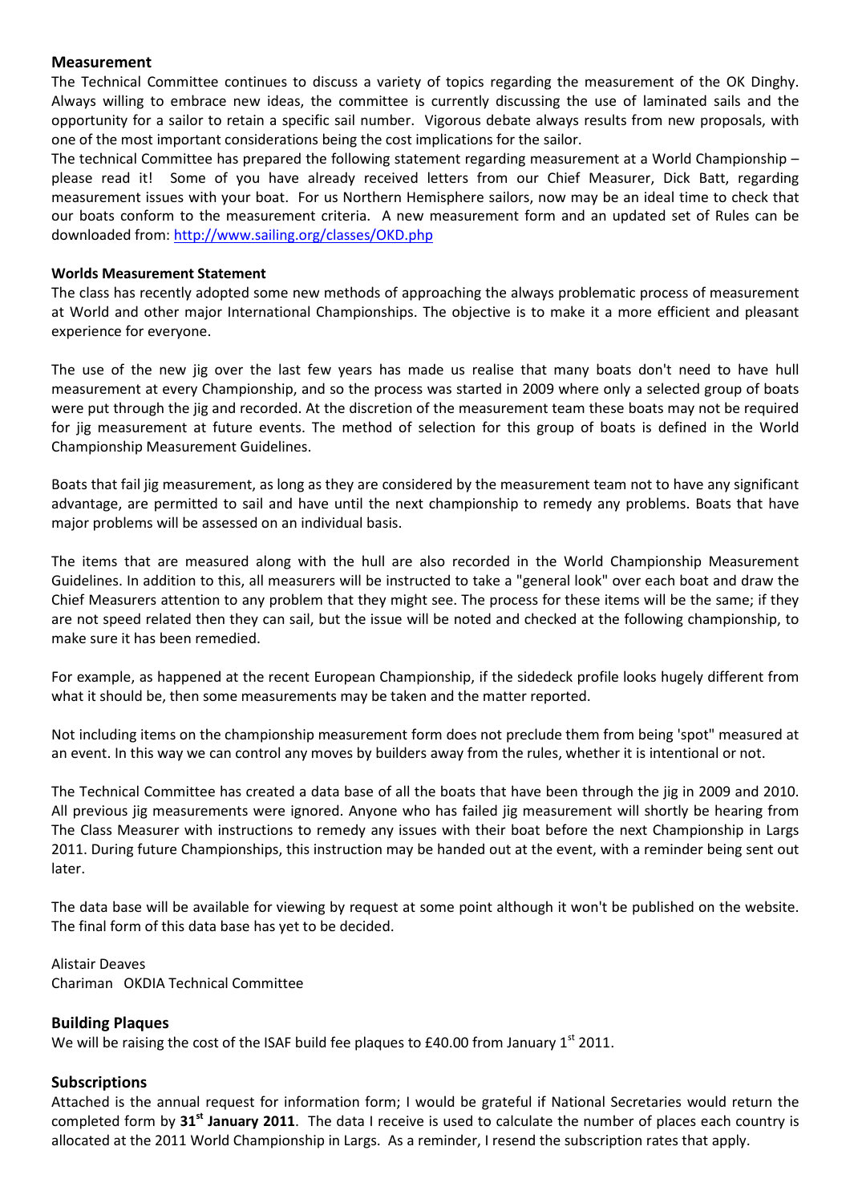## Measurement

The Technical Committee continues to discuss a variety of topics regarding the measurement of the OK Dinghy. Always willing to embrace new ideas, the committee is currently discussing the use of laminated sails and the opportunity for a sailor to retain a specific sail number. Vigorous debate always results from new proposals, with one of the most important considerations being the cost implications for the sailor.

The technical Committee has prepared the following statement regarding measurement at a World Championship – please read it! Some of you have already received letters from our Chief Measurer, Dick Batt, regarding measurement issues with your boat. For us Northern Hemisphere sailors, now may be an ideal time to check that our boats conform to the measurement criteria. A new measurement form and an updated set of Rules can be downloaded from: [http://www.sailing.org/classes/OKD.php](http://www.sailing.org/classes/OKD.php)

### Worlds Measurement Statement

The class has recently adopted some new methods of approaching the always problematic process of measurement at World and other major International Championships. The objective is to make it a more efficient and pleasant experience for everyone.

The use of the new jig over the last few years has made us realise that many boats don't need to have hull measurement at every Championship, and so the process was started in 2009 where only a selected group of boats were put through the jig and recorded. At the discretion of the measurement team these boats may not be required for jig measurement at future events. The method of selection for this group of boats is defined in the World Championship Measurement Guidelines.

Boats that fail jig measurement, as long as they are considered by the measurement team not to have any significant advantage, are permitted to sail and have until the next championship to remedy any problems. Boats that have major problems will be assessed on an individual basis.

The items that are measured along with the hull are also recorded in the World Championship Measurement Guidelines. In addition to this, all measurers will be instructed to take a "general look" over each boat and draw the Chief Measurers attention to any problem that they might see. The process for these items will be the same; if they are not speed related then they can sail, but the issue will be noted and checked at the following championship, to make sure it has been remedied.

For example, as happened at the recent European Championship, if the sidedeck profile looks hugely different from what it should be, then some measurements may be taken and the matter reported.

Not including items on the championship measurement form does not preclude them from being 'spot" measured at an event. In this way we can control any moves by builders away from the rules, whether it is intentional or not.

The Technical Committee has created a data base of all the boats that have been through the jig in 2009 and 2010. All previous jig measurements were ignored. Anyone who has failed jig measurement will shortly be hearing from The Class Measurer with instructions to remedy any issues with their boat before the next Championship in Largs 2011. During future Championships, this instruction may be handed out at the event, with a reminder being sent out later.

The data base will be available for viewing by request at some point although it won't be published on the website. The final form of this data base has yet to be decided.

Alistair Deaves
Chariman OKDIA Technical Committee

## Building Plaques

We will be raising the cost of the ISAF build fee plaques to £40.00 from January 1st 2011.

## Subscriptions

Attached is the annual request for information form; I would be grateful if National Secretaries would return the completed form by **31st January 2011**. The data I receive is used to calculate the number of places each country is allocated at the 2011 World Championship in Largs. As a reminder, I resend the subscription rates that apply.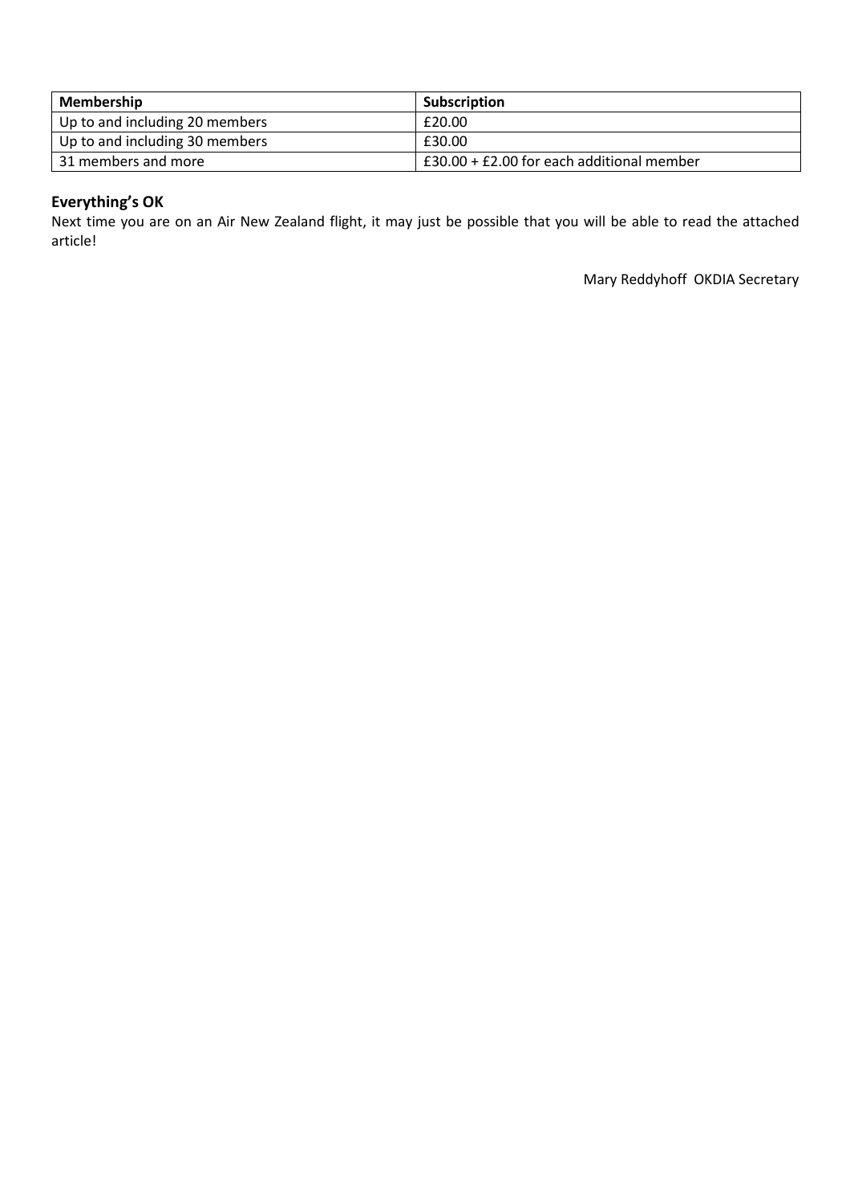| Membership | Subscription |
|---|---|
| Up to and including 20 members | £20.00 |
| Up to and including 30 members | £30.00 |
| 31 members and more | £30.00 + £2.00 for each additional member |

### Everything's OK

Next time you are on an Air New Zealand flight, it may just be possible that you will be able to read the attached article!

Mary Reddyhoff OKDIA Secretary